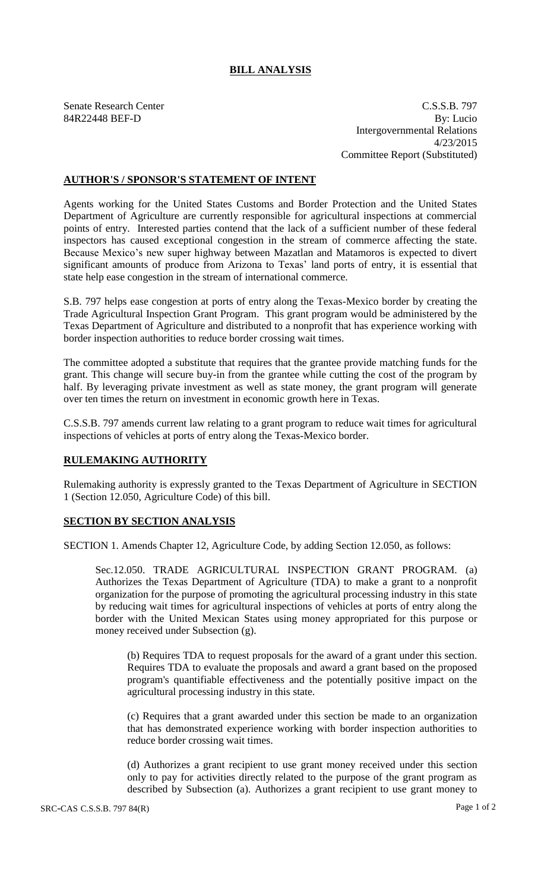# BILL ANALYSIS

Senate Research Center
84R22448 BEF-D

C.S.S.B. 797
By: Lucio
Intergovernmental Relations
4/23/2015
Committee Report (Substituted)

## AUTHOR'S / SPONSOR'S STATEMENT OF INTENT

Agents working for the United States Customs and Border Protection and the United States Department of Agriculture are currently responsible for agricultural inspections at commercial points of entry. Interested parties contend that the lack of a sufficient number of these federal inspectors has caused exceptional congestion in the stream of commerce affecting the state. Because Mexico's new super highway between Mazatlan and Matamoros is expected to divert significant amounts of produce from Arizona to Texas' land ports of entry, it is essential that state help ease congestion in the stream of international commerce.

S.B. 797 helps ease congestion at ports of entry along the Texas-Mexico border by creating the Trade Agricultural Inspection Grant Program. This grant program would be administered by the Texas Department of Agriculture and distributed to a nonprofit that has experience working with border inspection authorities to reduce border crossing wait times.

The committee adopted a substitute that requires that the grantee provide matching funds for the grant. This change will secure buy-in from the grantee while cutting the cost of the program by half. By leveraging private investment as well as state money, the grant program will generate over ten times the return on investment in economic growth here in Texas.

C.S.S.B. 797 amends current law relating to a grant program to reduce wait times for agricultural inspections of vehicles at ports of entry along the Texas-Mexico border.

## RULEMAKING AUTHORITY

Rulemaking authority is expressly granted to the Texas Department of Agriculture in SECTION 1 (Section 12.050, Agriculture Code) of this bill.

## SECTION BY SECTION ANALYSIS

SECTION 1. Amends Chapter 12, Agriculture Code, by adding Section 12.050, as follows:

Sec.12.050. TRADE AGRICULTURAL INSPECTION GRANT PROGRAM. (a) Authorizes the Texas Department of Agriculture (TDA) to make a grant to a nonprofit organization for the purpose of promoting the agricultural processing industry in this state by reducing wait times for agricultural inspections of vehicles at ports of entry along the border with the United Mexican States using money appropriated for this purpose or money received under Subsection (g).

(b) Requires TDA to request proposals for the award of a grant under this section. Requires TDA to evaluate the proposals and award a grant based on the proposed program's quantifiable effectiveness and the potentially positive impact on the agricultural processing industry in this state.

(c) Requires that a grant awarded under this section be made to an organization that has demonstrated experience working with border inspection authorities to reduce border crossing wait times.

(d) Authorizes a grant recipient to use grant money received under this section only to pay for activities directly related to the purpose of the grant program as described by Subsection (a). Authorizes a grant recipient to use grant money to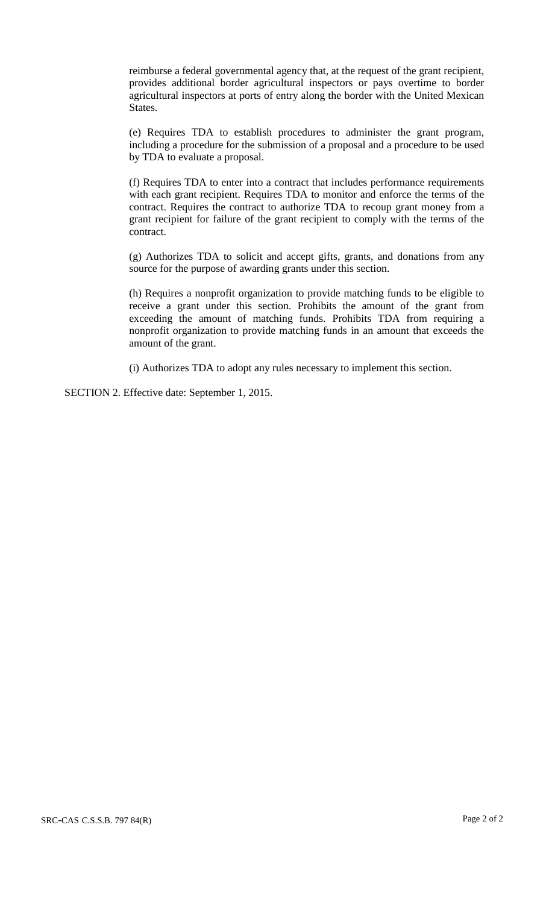reimburse a federal governmental agency that, at the request of the grant recipient, provides additional border agricultural inspectors or pays overtime to border agricultural inspectors at ports of entry along the border with the United Mexican States.

(e) Requires TDA to establish procedures to administer the grant program, including a procedure for the submission of a proposal and a procedure to be used by TDA to evaluate a proposal.

(f) Requires TDA to enter into a contract that includes performance requirements with each grant recipient. Requires TDA to monitor and enforce the terms of the contract. Requires the contract to authorize TDA to recoup grant money from a grant recipient for failure of the grant recipient to comply with the terms of the contract.

(g) Authorizes TDA to solicit and accept gifts, grants, and donations from any source for the purpose of awarding grants under this section.

(h) Requires a nonprofit organization to provide matching funds to be eligible to receive a grant under this section. Prohibits the amount of the grant from exceeding the amount of matching funds. Prohibits TDA from requiring a nonprofit organization to provide matching funds in an amount that exceeds the amount of the grant.

(i) Authorizes TDA to adopt any rules necessary to implement this section.

SECTION 2. Effective date: September 1, 2015.